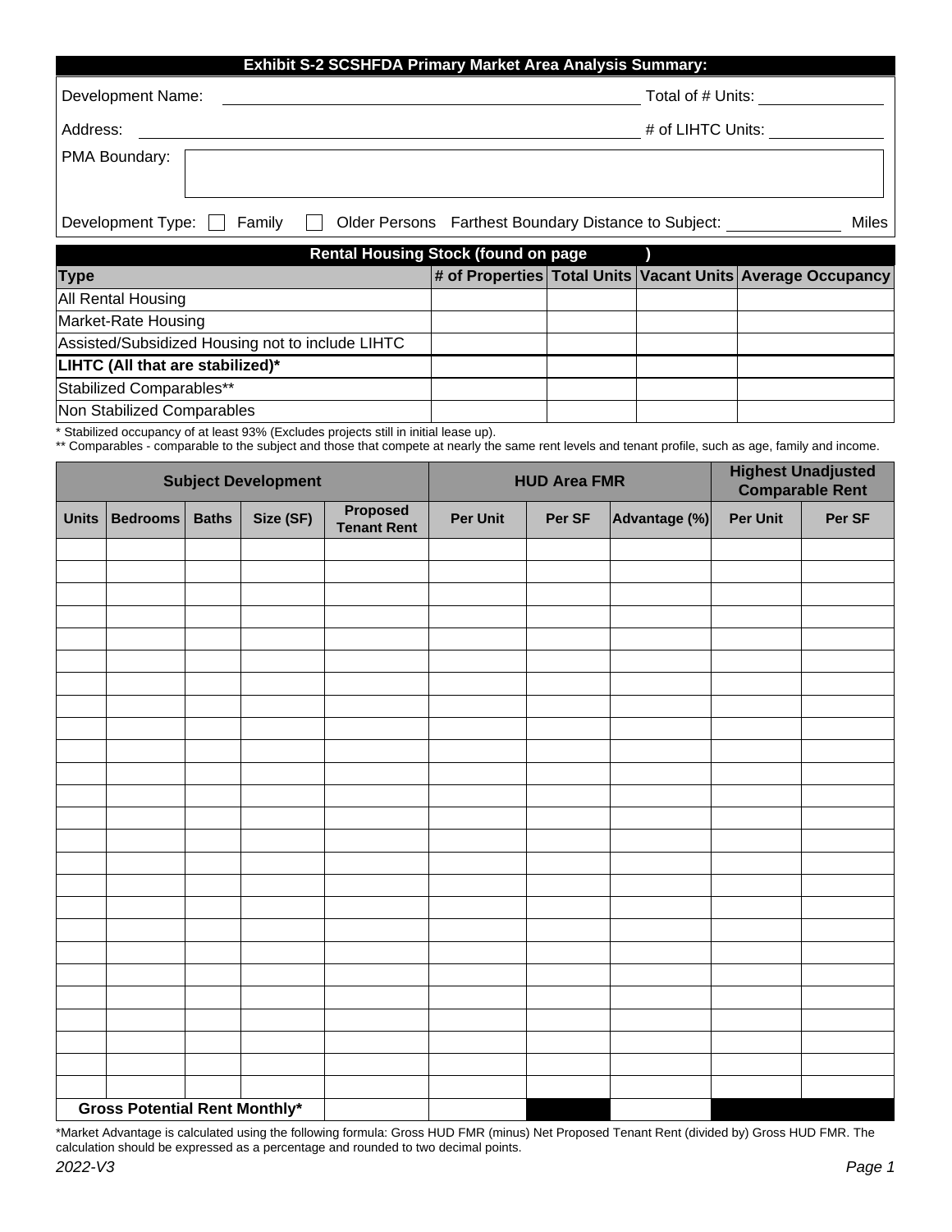## Exhibit S-2 SCSHFDA Primary Market Area Analysis Summary:

Development Name: ______________________ Total of # Units: __________

Address: ______________________ # of LIHTC Units: __________

PMA Boundary: ______________________

Development Type: ☐ Family ☐ Older Persons Farthest Boundary Distance to Subject: __________ Miles

| Rental Housing Stock (found on page ) | | | | |
|---|---|---|---|---|
| **Type** | **# of Properties** | **Total Units** | **Vacant Units** | **Average Occupancy** |
| All Rental Housing | | | | |
| Market-Rate Housing | | | | |
| Assisted/Subsidized Housing not to include LIHTC | | | | |
| **LIHTC (All that are stabilized)*** | | | | |
| Stabilized Comparables** | | | | |
| Non Stabilized Comparables | | | | |

\* Stabilized occupancy of at least 93% (Excludes projects still in initial lease up).

** Comparables - comparable to the subject and those that compete at nearly the same rent levels and tenant profile, such as age, family and income.

| Subject Development | | | | | HUD Area FMR | | | Highest Unadjusted Comparable Rent | |
|---|---|---|---|---|---|---|---|---|---|
| **Units** | **Bedrooms** | **Baths** | **Size (SF)** | **Proposed Tenant Rent** | **Per Unit** | **Per SF** | **Advantage (%)** | **Per Unit** | **Per SF** |
| | | | | | | | | | |
| | | | | | | | | | |
| | | | | | | | | | |
| | | | | | | | | | |
| | | | | | | | | | |
| | | | | | | | | | |
| | | | | | | | | | |
| | | | | | | | | | |
| | | | | | | | | | |
| | | | | | | | | | |
| | | | | | | | | | |
| | | | | | | | | | |
| | | | | | | | | | |
| | | | | | | | | | |
| | | | | | | | | | |
| | | | | | | | | | |
| | | | | | | | | | |
| | | | | | | | | | |
| | | | | | | | | | |
| | | | | | | | | | |
| | | | | | | | | | |
| | | | | | | | | | |
| | | | | | | | | | |
| | | | | | | | | | |
| | | | | | | | | | |
| **Gross Potential Rent Monthly*** | | | | | | | | | |

*Market Advantage is calculated using the following formula: Gross HUD FMR (minus) Net Proposed Tenant Rent (divided by) Gross HUD FMR. The calculation should be expressed as a percentage and rounded to two decimal points.

*2022-V3*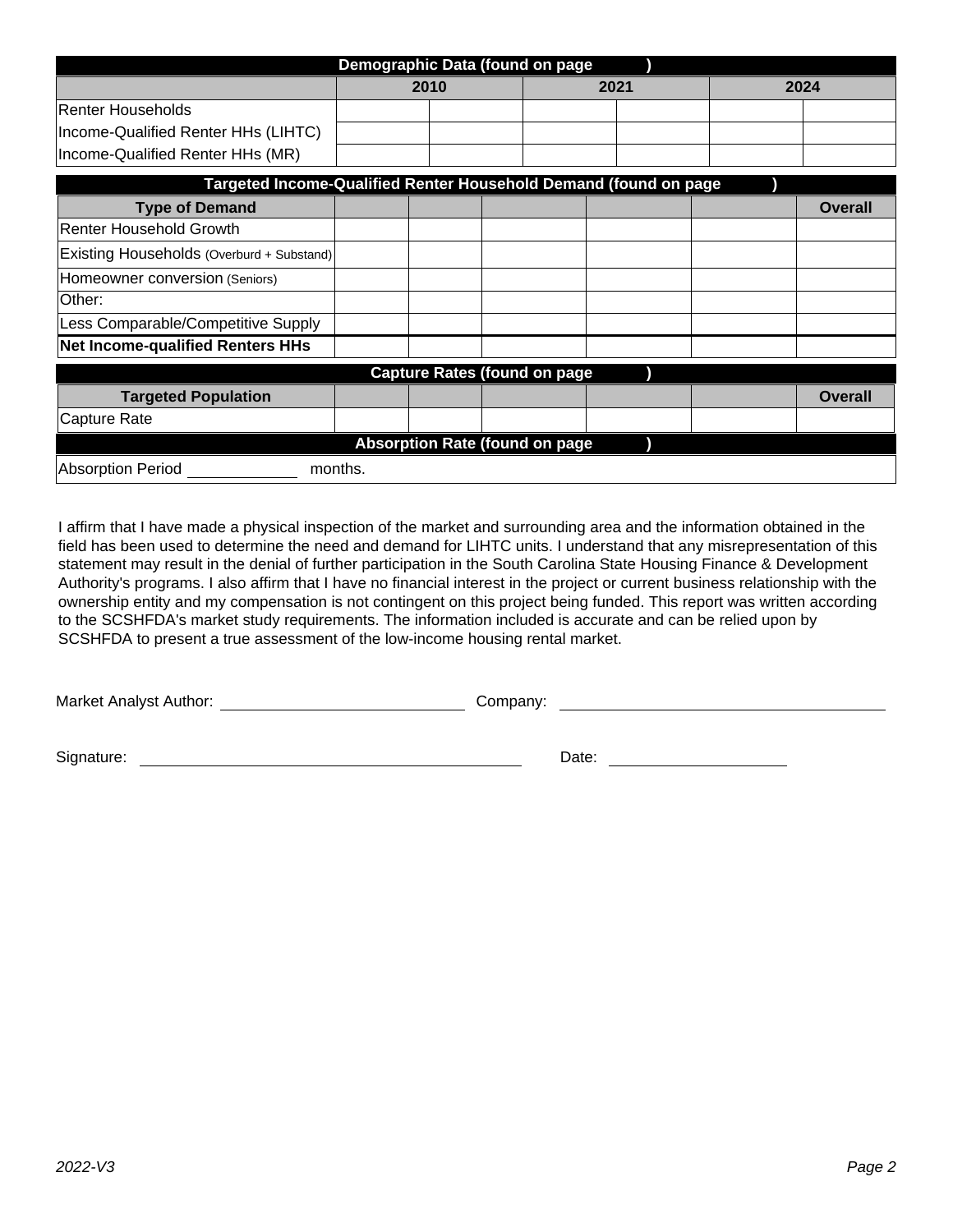| Demographic Data (found on page ) | | | | | | |
|---|---|---|---|---|---|---|
| | 2010 | | 2021 | | 2024 | |
| Renter Households | | | | | | |
| Income-Qualified Renter HHs (LIHTC) | | | | | | |
| Income-Qualified Renter HHs (MR) | | | | | | |

| Targeted Income-Qualified Renter Household Demand (found on page ) | | | | | | |
|---|---|---|---|---|---|---|
| **Type of Demand** | | | | | | **Overall** |
| Renter Household Growth | | | | | | |
| Existing Households (Overburd + Substand) | | | | | | |
| Homeowner conversion (Seniors) | | | | | | |
| Other: | | | | | | |
| Less Comparable/Competitive Supply | | | | | | |
| **Net Income-qualified Renters HHs** | | | | | | |

| Capture Rates (found on page ) | | | | | | |
|---|---|---|---|---|---|---|
| **Targeted Population** | | | | | | **Overall** |
| Capture Rate | | | | | | |

| Absorption Rate (found on page ) |
|---|
| Absorption Period ____________ months. |

I affirm that I have made a physical inspection of the market and surrounding area and the information obtained in the field has been used to determine the need and demand for LIHTC units. I understand that any misrepresentation of this statement may result in the denial of further participation in the South Carolina State Housing Finance & Development Authority's programs. I also affirm that I have no financial interest in the project or current business relationship with the ownership entity and my compensation is not contingent on this project being funded. This report was written according to the SCSHFDA's market study requirements. The information included is accurate and can be relied upon by SCSHFDA to present a true assessment of the low-income housing rental market.

Market Analyst Author: ____________________________ Company: ____________________________________

Signature: ____________________________________________ Date: ____________________

*2022-V3*